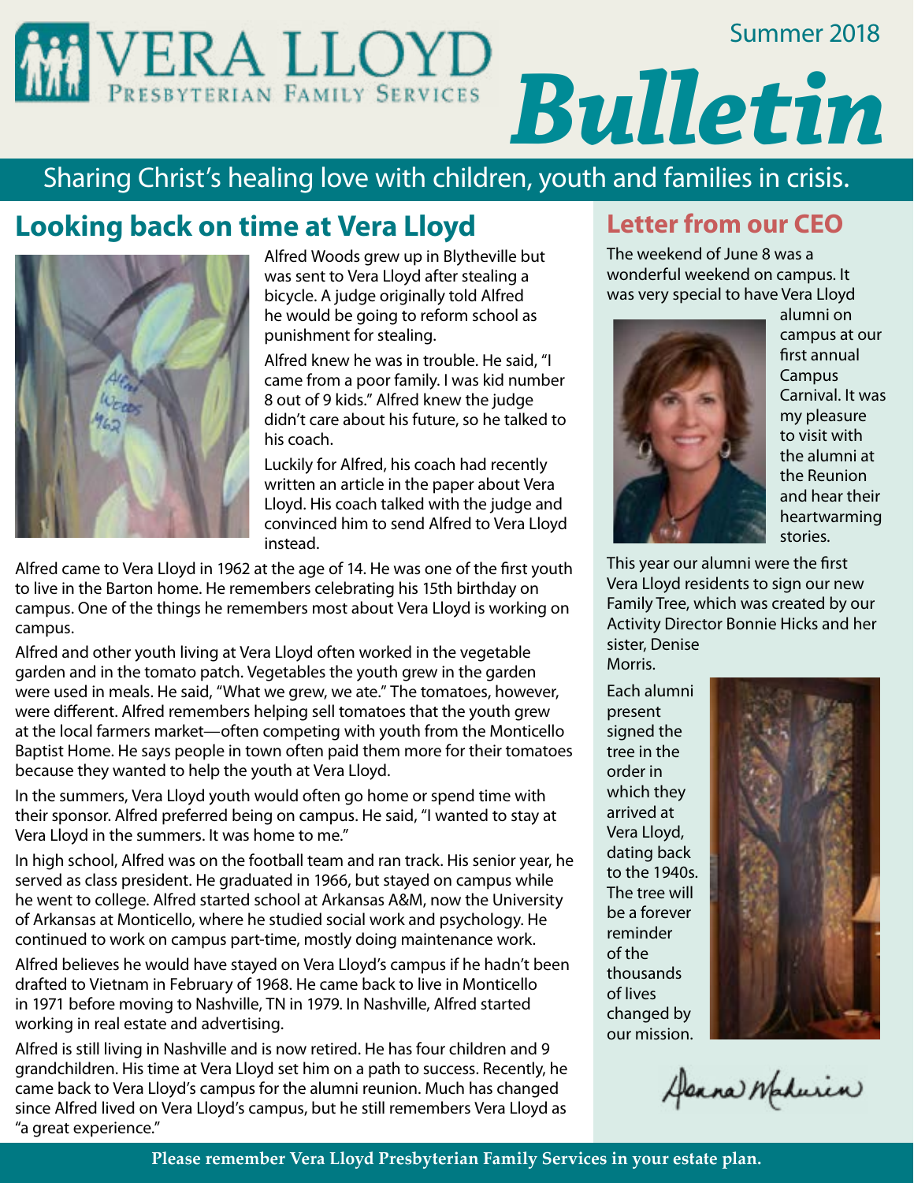# VERA LLOYD

Presbyterian Family Services

Summer 2018

# Bulletin

Sharing Christ's healing love with children, youth and families in crisis.

## Looking back on time at Vera Lloyd

Alfred Woods grew up in Blytheville but was sent to Vera Lloyd after stealing a bicycle. A judge originally told Alfred he would be going to reform school as punishment for stealing.

Alfred knew he was in trouble. He said, "I came from a poor family. I was kid number 8 out of 9 kids." Alfred knew the judge didn't care about his future, so he talked to his coach.

Luckily for Alfred, his coach had recently written an article in the paper about Vera Lloyd. His coach talked with the judge and convinced him to send Alfred to Vera Lloyd instead.

Alfred came to Vera Lloyd in 1962 at the age of 14. He was one of the first youth to live in the Barton home. He remembers celebrating his 15th birthday on campus. One of the things he remembers most about Vera Lloyd is working on campus.

Alfred and other youth living at Vera Lloyd often worked in the vegetable garden and in the tomato patch. Vegetables the youth grew in the garden were used in meals. He said, "What we grew, we ate." The tomatoes, however, were different. Alfred remembers helping sell tomatoes that the youth grew at the local farmers market—often competing with youth from the Monticello Baptist Home. He says people in town often paid them more for their tomatoes because they wanted to help the youth at Vera Lloyd.

In the summers, Vera Lloyd youth would often go home or spend time with their sponsor. Alfred preferred being on campus. He said, "I wanted to stay at Vera Lloyd in the summers. It was home to me."

In high school, Alfred was on the football team and ran track. His senior year, he served as class president. He graduated in 1966, but stayed on campus while he went to college. Alfred started school at Arkansas A&M, now the University of Arkansas at Monticello, where he studied social work and psychology. He continued to work on campus part-time, mostly doing maintenance work.

Alfred believes he would have stayed on Vera Lloyd's campus if he hadn't been drafted to Vietnam in February of 1968. He came back to live in Monticello in 1971 before moving to Nashville, TN in 1979. In Nashville, Alfred started working in real estate and advertising.

Alfred is still living in Nashville and is now retired. He has four children and 9 grandchildren. His time at Vera Lloyd set him on a path to success. Recently, he came back to Vera Lloyd's campus for the alumni reunion. Much has changed since Alfred lived on Vera Lloyd's campus, but he still remembers Vera Lloyd as "a great experience."

## Letter from our CEO

The weekend of June 8 was a wonderful weekend on campus. It was very special to have Vera Lloyd alumni on campus at our first annual Campus Carnival. It was my pleasure to visit with the alumni at the Reunion and hear their heartwarming stories.

This year our alumni were the first Vera Lloyd residents to sign our new Family Tree, which was created by our Activity Director Bonnie Hicks and her sister, Denise Morris.

Each alumni present signed the tree in the order in which they arrived at Vera Lloyd, dating back to the 1940s. The tree will be a forever reminder of the thousands of lives changed by our mission.

Donna Mahurin

**Please remember Vera Lloyd Presbyterian Family Services in your estate plan.**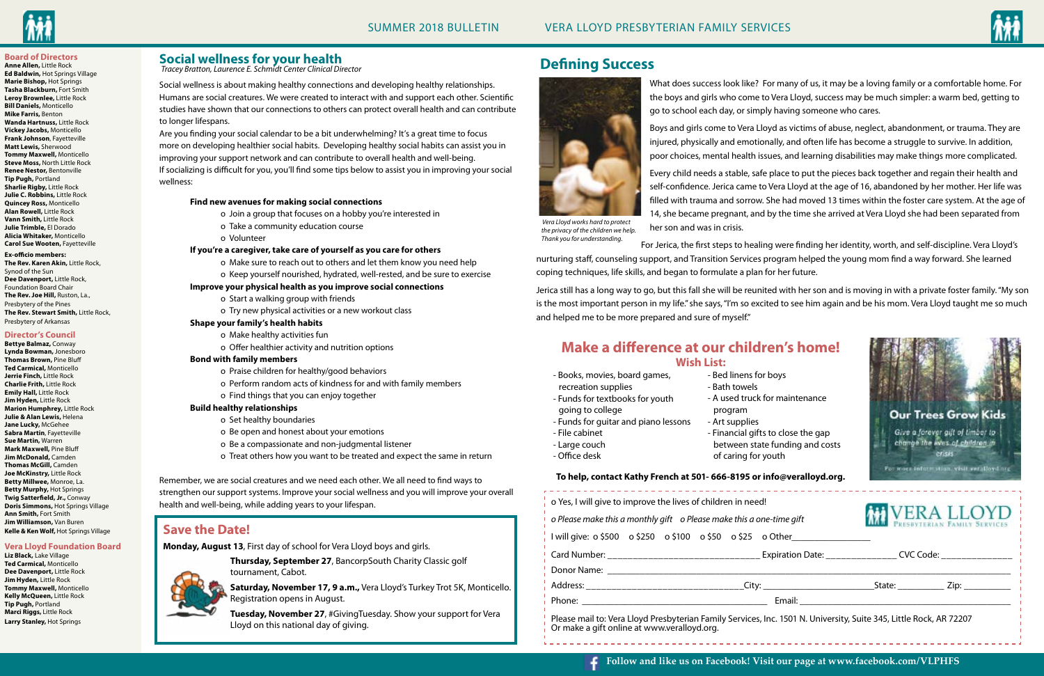## Board of Directors

**Anne Allen,** Little Rock
**Ed Baldwin,** Hot Springs Village
**Marie Bishop,** Hot Springs
**Tasha Blackburn,** Fort Smith
**Leroy Brownlee,** Little Rock
**Bill Daniels,** Monticello
**Mike Farris,** Benton
**Wanda Hartnuss,** Little Rock
**Vickey Jacobs,** Monticello
**Frank Johnson,** Fayetteville
**Matt Lewis,** Sherwood
**Tommy Maxwell,** Monticello
**Steve Moss,** North Little Rock
**Renee Nestor,** Bentonville
**Tip Pugh,** Portland
**Sharlie Rigby,** Little Rock
**Julie C. Robbins,** Little Rock
**Quincey Ross,** Monticello
**Alan Rowell,** Little Rock
**Vann Smith,** Little Rock
**Julie Trimble,** El Dorado
**Alicia Whitaker,** Monticello
**Carol Sue Wooten,** Fayetteville

**Ex-officio members:**
**The Rev. Karen Akin,** Little Rock, Synod of the Sun
**Dee Davenport,** Little Rock, Foundation Board Chair
**The Rev. Joe Hill,** Ruston, La., Presbytery of the Pines
**The Rev. Stewart Smith,** Little Rock, Presbytery of Arkansas

## Director's Council

**Bettye Balmaz,** Conway
**Lynda Bowman,** Jonesboro
**Thomas Brown,** Pine Bluff
**Ted Carmical,** Monticello
**Jerrie Finch,** Little Rock
**Charlie Firth,** Little Rock
**Emily Hall,** Little Rock
**Jim Hyden,** Little Rock
**Marion Humphrey,** Little Rock
**Julie & Alan Lewis,** Helena
**Jane Lucky,** McGehee
**Sabra Martin,** Fayetteville
**Sue Martin,** Warren
**Mark Maxwell,** Pine Bluff
**Jim McDonald,** Camden
**Thomas McGill,** Camden
**Joe McKinstry,** Little Rock
**Betty Millwee,** Monroe, La.
**Betty Murphy,** Hot Springs
**Twig Satterfield, Jr.,** Conway
**Doris Simmons,** Hot Springs Village
**Ann Smith,** Fort Smith
**Jim Williamson,** Van Buren
**Kelle & Ken Wolf,** Hot Springs Village

## Vera Lloyd Foundation Board

**Liz Black,** Lake Village
**Ted Carmical,** Monticello
**Dee Davenport,** Little Rock
**Jim Hyden,** Little Rock
**Tommy Maxwell,** Monticello
**Kelly McQueen,** Little Rock
**Tip Pugh,** Portland
**Marci Riggs,** Little Rock
**Larry Stanley,** Hot Springs

## Social wellness for your health

*Tracey Bratton, Laurence E. Schmidt Center Clinical Director*

Social wellness is about making healthy connections and developing healthy relationships. Humans are social creatures. We were created to interact with and support each other. Scientific studies have shown that our connections to others can protect overall health and can contribute to longer lifespans.

Are you finding your social calendar to be a bit underwhelming? It's a great time to focus more on developing healthier social habits. Developing healthy social habits can assist you in improving your support network and can contribute to overall health and well-being.

If socializing is difficult for you, you'll find some tips below to assist you in improving your social wellness:

**Find new avenues for making social connections**
- Join a group that focuses on a hobby you're interested in
- Take a community education course
- Volunteer

**If you're a caregiver, take care of yourself as you care for others**
- Make sure to reach out to others and let them know you need help
- Keep yourself nourished, hydrated, well-rested, and be sure to exercise

**Improve your physical health as you improve social connections**
- Start a walking group with friends
- Try new physical activities or a new workout class

**Shape your family's health habits**
- Make healthy activities fun
- Offer healthier activity and nutrition options

**Bond with family members**
- Praise children for healthy/good behaviors
- Perform random acts of kindness for and with family members
- Find things that you can enjoy together

**Build healthy relationships**
- Set healthy boundaries
- Be open and honest about your emotions
- Be a compassionate and non-judgmental listener
- Treat others how you want to be treated and expect the same in return

Remember, we are social creatures and we need each other. We all need to find ways to strengthen our support systems. Improve your social wellness and you will improve your overall health and well-being, while adding years to your lifespan.

## Save the Date!

**Monday, August 13**, First day of school for Vera Lloyd boys and girls.

**Thursday, September 27**, BancorpSouth Charity Classic golf tournament, Cabot.

**Saturday, November 17, 9 a.m.,** Vera Lloyd's Turkey Trot 5K, Monticello. Registration opens in August.

**Tuesday, November 27**, #GivingTuesday. Show your support for Vera Lloyd on this national day of giving.

## Defining Success

*Vera Lloyd works hard to protect the privacy of the children we help. Thank you for understanding.*

What does success look like? For many of us, it may be a loving family or a comfortable home. For the boys and girls who come to Vera Lloyd, success may be much simpler: a warm bed, getting to go to school each day, or simply having someone who cares.

Boys and girls come to Vera Lloyd as victims of abuse, neglect, abandonment, or trauma. They are injured, physically and emotionally, and often life has become a struggle to survive. In addition, poor choices, mental health issues, and learning disabilities may make things more complicated.

Every child needs a stable, safe place to put the pieces back together and regain their health and self-confidence. Jerica came to Vera Lloyd at the age of 16, abandoned by her mother. Her life was filled with trauma and sorrow. She had moved 13 times within the foster care system. At the age of 14, she became pregnant, and by the time she arrived at Vera Lloyd she had been separated from her son and was in crisis.

For Jerica, the first steps to healing were finding her identity, worth, and self-discipline. Vera Lloyd's nurturing staff, counseling support, and Transition Services program helped the young mom find a way forward. She learned coping techniques, life skills, and began to formulate a plan for her future.

Jerica still has a long way to go, but this fall she will be reunited with her son and is moving in with a private foster family. "My son is the most important person in my life." she says, "I'm so excited to see him again and be his mom. Vera Lloyd taught me so much and helped me to be more prepared and sure of myself."

## Make a difference at our children's home!

### Wish List:

- Books, movies, board games, recreation supplies
- Funds for textbooks for youth going to college
- Funds for guitar and piano lessons
- File cabinet
- Large couch
- Office desk
- Bed linens for boys
- Bath towels
- A used truck for maintenance program
- Art supplies
- Financial gifts to close the gap between state funding and costs of caring for youth

**To help, contact Kathy French at 501- 666-8195 or info@veralloyd.org.**

**Our Trees Grow Kids**

Give a forever gift of timber to change the lives of children in crisis

For more information, visit veralloyd.org

o Yes, I will give to improve the lives of children in need!

*o Please make this a monthly gift* *o Please make this a one-time gift*

I will give: o $500 o $250 o $100 o $50 o $25 o Other________________

Card Number: ______________________________ Expiration Date: ______________ CVC Code: ______________

Donor Name: ________________________________________________________________________________

Address: ______________________________City: ________________________State: _________ Zip: _________

Phone: ____________________________________ Email: ___________________________________________

Please mail to: Vera Lloyd Presbyterian Family Services, Inc. 1501 N. University, Suite 345, Little Rock, AR 72207
Or make a gift online at www.veralloyd.org.

VERA LLOYD Presbyterian Family Services

**Follow and like us on Facebook! Visit our page at www.facebook.com/VLPHFS**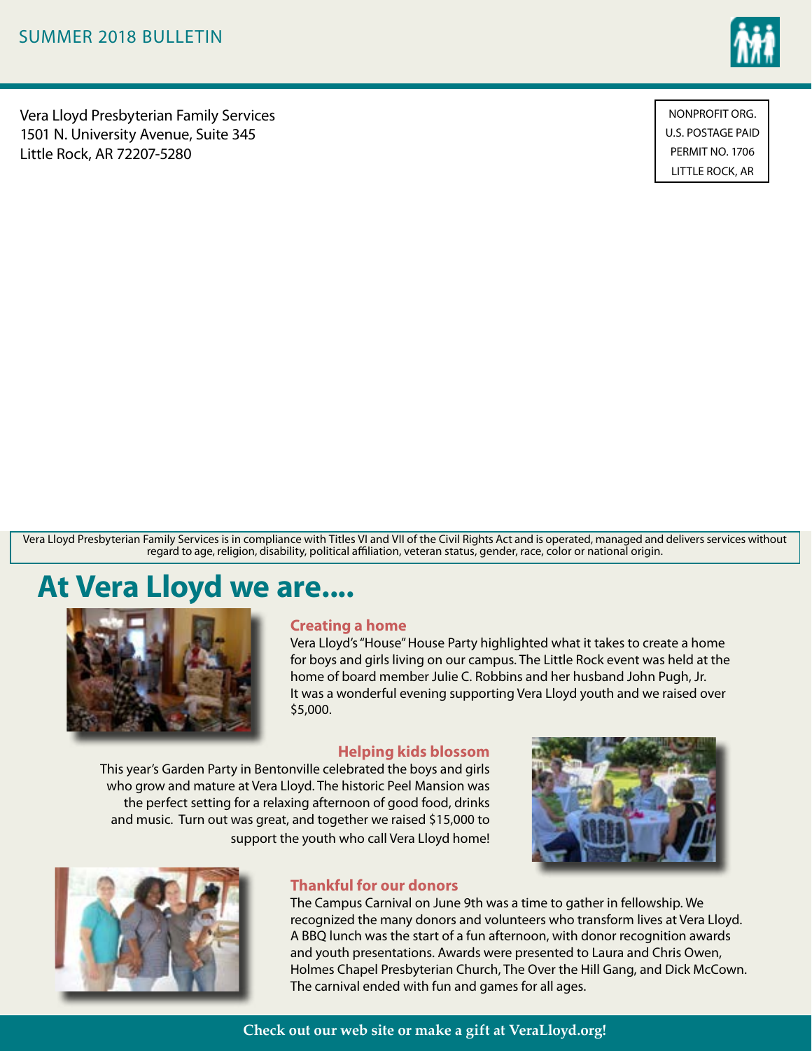SUMMER 2018 BULLETIN

Vera Lloyd Presbyterian Family Services
1501 N. University Avenue, Suite 345
Little Rock, AR 72207-5280

NONPROFIT ORG.
U.S. POSTAGE PAID
PERMIT NO. 1706
LITTLE ROCK, AR

Vera Lloyd Presbyterian Family Services is in compliance with Titles VI and VII of the Civil Rights Act and is operated, managed and delivers services without regard to age, religion, disability, political affiliation, veteran status, gender, race, color or national origin.

# At Vera Lloyd we are....

### Creating a home

Vera Lloyd's "House" House Party highlighted what it takes to create a home for boys and girls living on our campus. The Little Rock event was held at the home of board member Julie C. Robbins and her husband John Pugh, Jr. It was a wonderful evening supporting Vera Lloyd youth and we raised over $5,000.

### Helping kids blossom

This year's Garden Party in Bentonville celebrated the boys and girls who grow and mature at Vera Lloyd. The historic Peel Mansion was the perfect setting for a relaxing afternoon of good food, drinks and music. Turn out was great, and together we raised $15,000 to support the youth who call Vera Lloyd home!

### Thankful for our donors

The Campus Carnival on June 9th was a time to gather in fellowship. We recognized the many donors and volunteers who transform lives at Vera Lloyd. A BBQ lunch was the start of a fun afternoon, with donor recognition awards and youth presentations. Awards were presented to Laura and Chris Owen, Holmes Chapel Presbyterian Church, The Over the Hill Gang, and Dick McCown. The carnival ended with fun and games for all ages.

**Check out our web site or make a gift at VeraLloyd.org!**